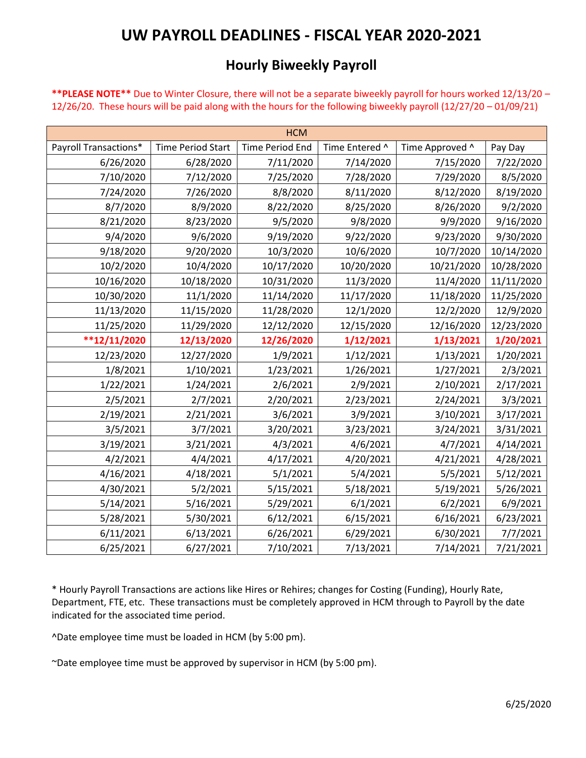# UW PAYROLL DEADLINES - FISCAL YEAR 2020-2021

## Hourly Biweekly Payroll

****PLEASE NOTE**** Due to Winter Closure, there will not be a separate biweekly payroll for hours worked 12/13/20 – 12/26/20. These hours will be paid along with the hours for the following biweekly payroll (12/27/20 – 01/09/21)

| HCM | | | | | |
|---|---|---|---|---|---|
| Payroll Transactions* | Time Period Start | Time Period End | Time Entered ^ | Time Approved ^ | Pay Day |
| 6/26/2020 | 6/28/2020 | 7/11/2020 | 7/14/2020 | 7/15/2020 | 7/22/2020 |
| 7/10/2020 | 7/12/2020 | 7/25/2020 | 7/28/2020 | 7/29/2020 | 8/5/2020 |
| 7/24/2020 | 7/26/2020 | 8/8/2020 | 8/11/2020 | 8/12/2020 | 8/19/2020 |
| 8/7/2020 | 8/9/2020 | 8/22/2020 | 8/25/2020 | 8/26/2020 | 9/2/2020 |
| 8/21/2020 | 8/23/2020 | 9/5/2020 | 9/8/2020 | 9/9/2020 | 9/16/2020 |
| 9/4/2020 | 9/6/2020 | 9/19/2020 | 9/22/2020 | 9/23/2020 | 9/30/2020 |
| 9/18/2020 | 9/20/2020 | 10/3/2020 | 10/6/2020 | 10/7/2020 | 10/14/2020 |
| 10/2/2020 | 10/4/2020 | 10/17/2020 | 10/20/2020 | 10/21/2020 | 10/28/2020 |
| 10/16/2020 | 10/18/2020 | 10/31/2020 | 11/3/2020 | 11/4/2020 | 11/11/2020 |
| 10/30/2020 | 11/1/2020 | 11/14/2020 | 11/17/2020 | 11/18/2020 | 11/25/2020 |
| 11/13/2020 | 11/15/2020 | 11/28/2020 | 12/1/2020 | 12/2/2020 | 12/9/2020 |
| 11/25/2020 | 11/29/2020 | 12/12/2020 | 12/15/2020 | 12/16/2020 | 12/23/2020 |
| **\*\*12/11/2020** | **12/13/2020** | **12/26/2020** | **1/12/2021** | **1/13/2021** | **1/20/2021** |
| 12/23/2020 | 12/27/2020 | 1/9/2021 | 1/12/2021 | 1/13/2021 | 1/20/2021 |
| 1/8/2021 | 1/10/2021 | 1/23/2021 | 1/26/2021 | 1/27/2021 | 2/3/2021 |
| 1/22/2021 | 1/24/2021 | 2/6/2021 | 2/9/2021 | 2/10/2021 | 2/17/2021 |
| 2/5/2021 | 2/7/2021 | 2/20/2021 | 2/23/2021 | 2/24/2021 | 3/3/2021 |
| 2/19/2021 | 2/21/2021 | 3/6/2021 | 3/9/2021 | 3/10/2021 | 3/17/2021 |
| 3/5/2021 | 3/7/2021 | 3/20/2021 | 3/23/2021 | 3/24/2021 | 3/31/2021 |
| 3/19/2021 | 3/21/2021 | 4/3/2021 | 4/6/2021 | 4/7/2021 | 4/14/2021 |
| 4/2/2021 | 4/4/2021 | 4/17/2021 | 4/20/2021 | 4/21/2021 | 4/28/2021 |
| 4/16/2021 | 4/18/2021 | 5/1/2021 | 5/4/2021 | 5/5/2021 | 5/12/2021 |
| 4/30/2021 | 5/2/2021 | 5/15/2021 | 5/18/2021 | 5/19/2021 | 5/26/2021 |
| 5/14/2021 | 5/16/2021 | 5/29/2021 | 6/1/2021 | 6/2/2021 | 6/9/2021 |
| 5/28/2021 | 5/30/2021 | 6/12/2021 | 6/15/2021 | 6/16/2021 | 6/23/2021 |
| 6/11/2021 | 6/13/2021 | 6/26/2021 | 6/29/2021 | 6/30/2021 | 7/7/2021 |
| 6/25/2021 | 6/27/2021 | 7/10/2021 | 7/13/2021 | 7/14/2021 | 7/21/2021 |

\* Hourly Payroll Transactions are actions like Hires or Rehires; changes for Costing (Funding), Hourly Rate, Department, FTE, etc. These transactions must be completely approved in HCM through to Payroll by the date indicated for the associated time period.

^Date employee time must be loaded in HCM (by 5:00 pm).

~Date employee time must be approved by supervisor in HCM (by 5:00 pm).

6/25/2020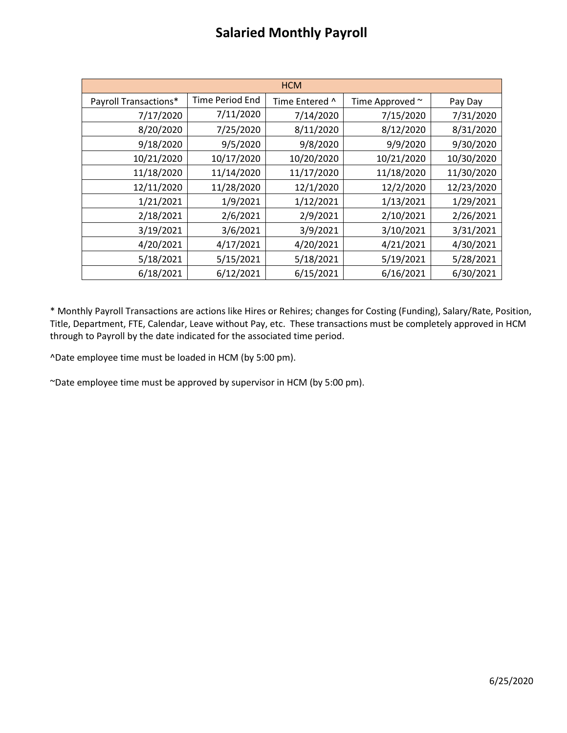# Salaried Monthly Payroll

| HCM | | | | |
|---|---|---|---|---|
| Payroll Transactions* | Time Period End | Time Entered ^ | Time Approved ~ | Pay Day |
| 7/17/2020 | 7/11/2020 | 7/14/2020 | 7/15/2020 | 7/31/2020 |
| 8/20/2020 | 7/25/2020 | 8/11/2020 | 8/12/2020 | 8/31/2020 |
| 9/18/2020 | 9/5/2020 | 9/8/2020 | 9/9/2020 | 9/30/2020 |
| 10/21/2020 | 10/17/2020 | 10/20/2020 | 10/21/2020 | 10/30/2020 |
| 11/18/2020 | 11/14/2020 | 11/17/2020 | 11/18/2020 | 11/30/2020 |
| 12/11/2020 | 11/28/2020 | 12/1/2020 | 12/2/2020 | 12/23/2020 |
| 1/21/2021 | 1/9/2021 | 1/12/2021 | 1/13/2021 | 1/29/2021 |
| 2/18/2021 | 2/6/2021 | 2/9/2021 | 2/10/2021 | 2/26/2021 |
| 3/19/2021 | 3/6/2021 | 3/9/2021 | 3/10/2021 | 3/31/2021 |
| 4/20/2021 | 4/17/2021 | 4/20/2021 | 4/21/2021 | 4/30/2021 |
| 5/18/2021 | 5/15/2021 | 5/18/2021 | 5/19/2021 | 5/28/2021 |
| 6/18/2021 | 6/12/2021 | 6/15/2021 | 6/16/2021 | 6/30/2021 |

* Monthly Payroll Transactions are actions like Hires or Rehires; changes for Costing (Funding), Salary/Rate, Position, Title, Department, FTE, Calendar, Leave without Pay, etc. These transactions must be completely approved in HCM through to Payroll by the date indicated for the associated time period.

^Date employee time must be loaded in HCM (by 5:00 pm).

~Date employee time must be approved by supervisor in HCM (by 5:00 pm).

6/25/2020